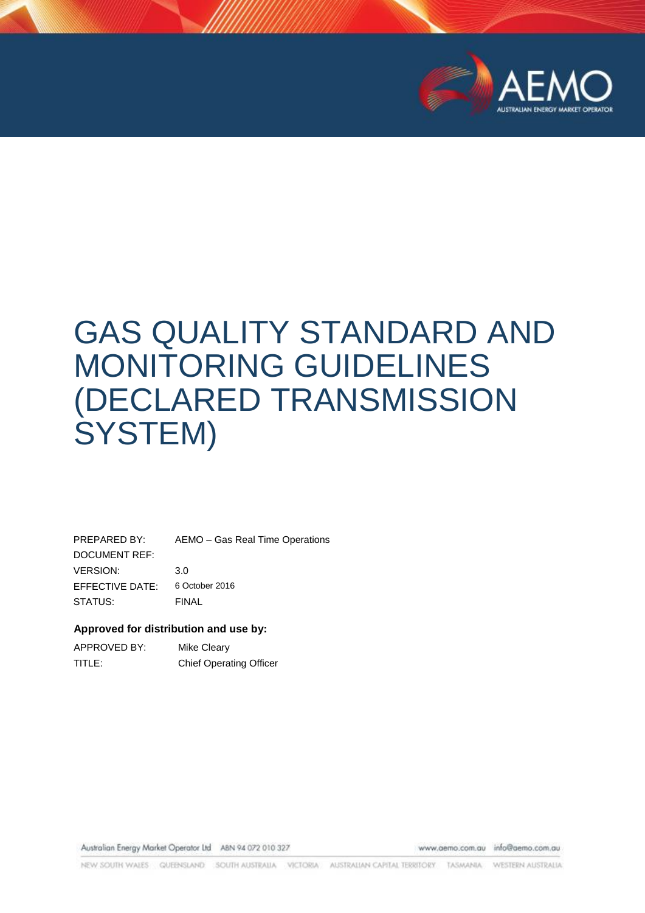# GAS QUALITY STANDARD AND MONITORING GUIDELINES (DECLARED TRANSMISSION SYSTEM)

| | |
|---|---|
| PREPARED BY: | AEMO – Gas Real Time Operations |
| DOCUMENT REF: | |
| VERSION: | 3.0 |
| EFFECTIVE DATE: | 6 October 2016 |
| STATUS: | FINAL |

**Approved for distribution and use by:**

| | |
|---|---|
| APPROVED BY: | Mike Cleary |
| TITLE: | Chief Operating Officer |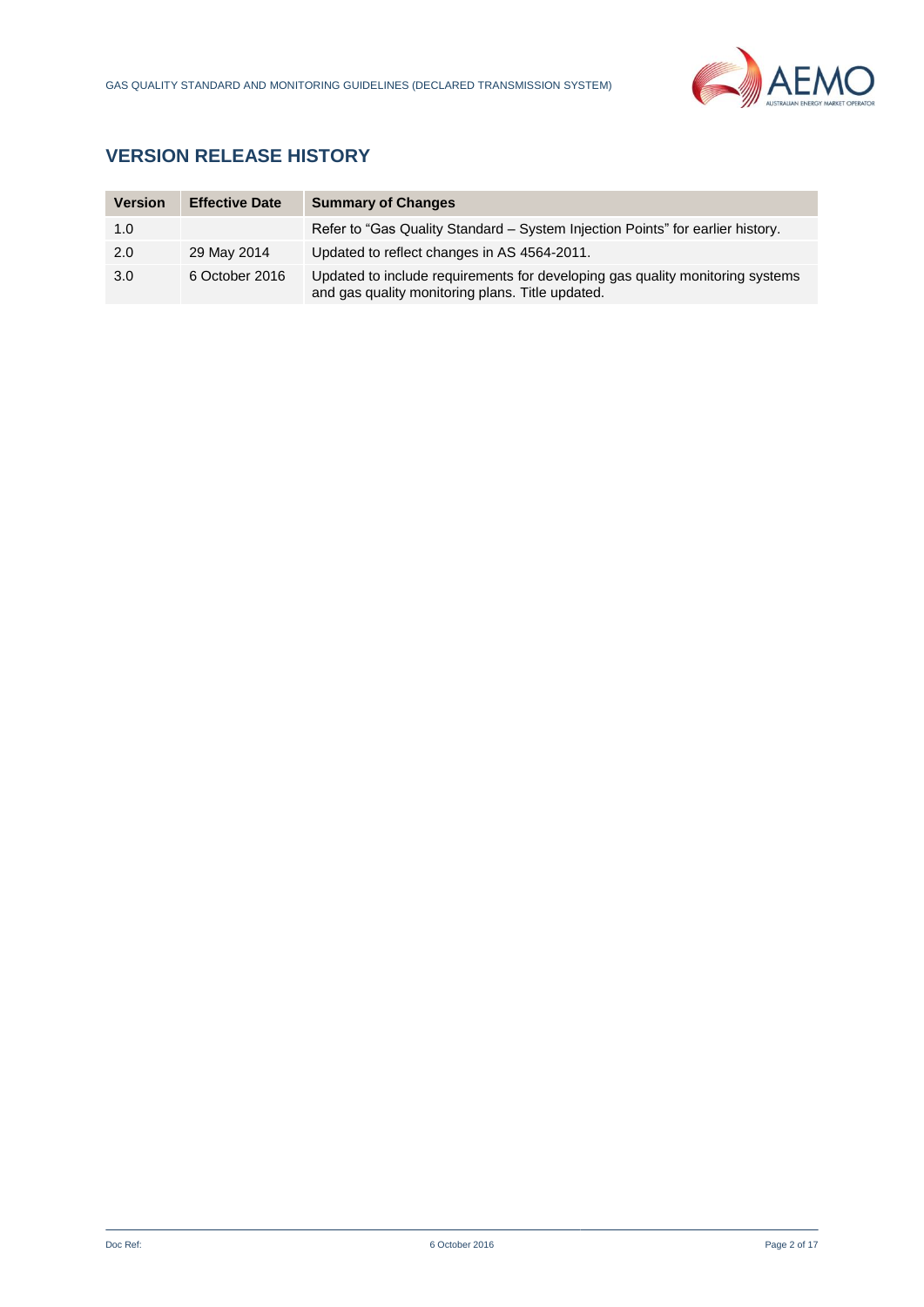## VERSION RELEASE HISTORY

| Version | Effective Date | Summary of Changes |
|---|---|---|
| 1.0 | | Refer to "Gas Quality Standard – System Injection Points" for earlier history. |
| 2.0 | 29 May 2014 | Updated to reflect changes in AS 4564-2011. |
| 3.0 | 6 October 2016 | Updated to include requirements for developing gas quality monitoring systems and gas quality monitoring plans. Title updated. |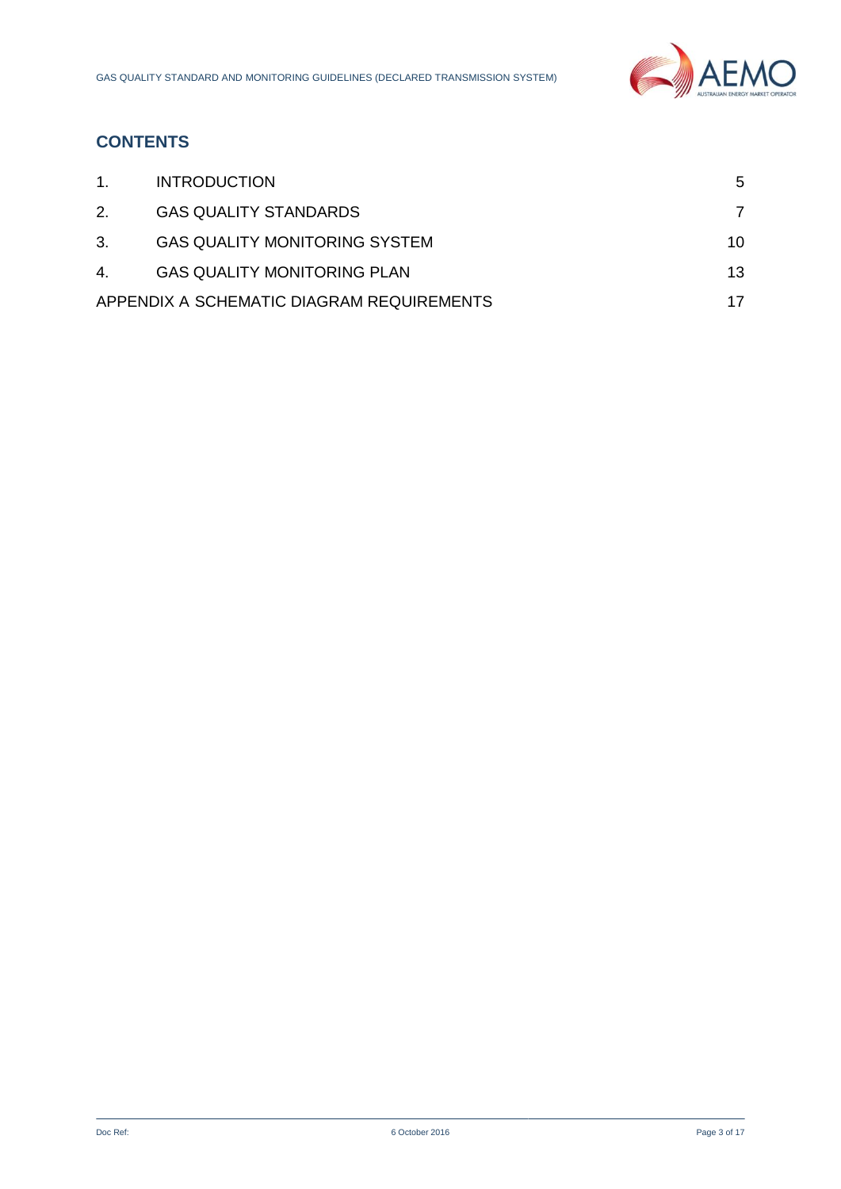## CONTENTS

| | | |
|---|---|---|
| 1. | INTRODUCTION | 5 |
| 2. | GAS QUALITY STANDARDS | 7 |
| 3. | GAS QUALITY MONITORING SYSTEM | 10 |
| 4. | GAS QUALITY MONITORING PLAN | 13 |
| APPENDIX A SCHEMATIC DIAGRAM REQUIREMENTS | | 17 |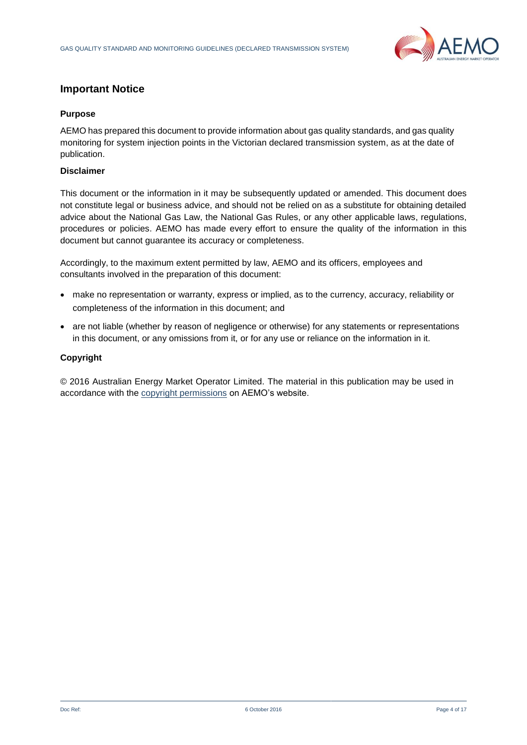## Important Notice

### Purpose

AEMO has prepared this document to provide information about gas quality standards, and gas quality monitoring for system injection points in the Victorian declared transmission system, as at the date of publication.

### Disclaimer

This document or the information in it may be subsequently updated or amended. This document does not constitute legal or business advice, and should not be relied on as a substitute for obtaining detailed advice about the National Gas Law, the National Gas Rules, or any other applicable laws, regulations, procedures or policies. AEMO has made every effort to ensure the quality of the information in this document but cannot guarantee its accuracy or completeness.

Accordingly, to the maximum extent permitted by law, AEMO and its officers, employees and consultants involved in the preparation of this document:

- make no representation or warranty, express or implied, as to the currency, accuracy, reliability or completeness of the information in this document; and
- are not liable (whether by reason of negligence or otherwise) for any statements or representations in this document, or any omissions from it, or for any use or reliance on the information in it.

### Copyright

© 2016 Australian Energy Market Operator Limited. The material in this publication may be used in accordance with the copyright permissions on AEMO's website.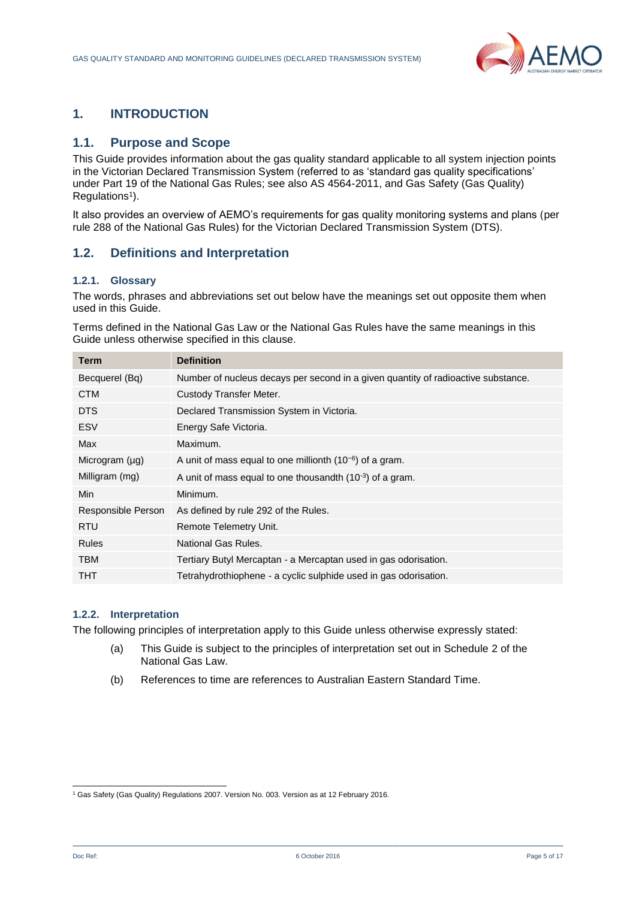# 1. INTRODUCTION

## 1.1. Purpose and Scope

This Guide provides information about the gas quality standard applicable to all system injection points in the Victorian Declared Transmission System (referred to as 'standard gas quality specifications' under Part 19 of the National Gas Rules; see also AS 4564-2011, and Gas Safety (Gas Quality) Regulations[1]).

It also provides an overview of AEMO's requirements for gas quality monitoring systems and plans (per rule 288 of the National Gas Rules) for the Victorian Declared Transmission System (DTS).

## 1.2. Definitions and Interpretation

### 1.2.1. Glossary

The words, phrases and abbreviations set out below have the meanings set out opposite them when used in this Guide.

Terms defined in the National Gas Law or the National Gas Rules have the same meanings in this Guide unless otherwise specified in this clause.

| Term | Definition |
| --- | --- |
| Becquerel (Bq) | Number of nucleus decays per second in a given quantity of radioactive substance. |
| CTM | Custody Transfer Meter. |
| DTS | Declared Transmission System in Victoria. |
| ESV | Energy Safe Victoria. |
| Max | Maximum. |
| Microgram (µg) | A unit of mass equal to one millionth ($10^{-6}$) of a gram. |
| Milligram (mg) | A unit of mass equal to one thousandth ($10^{-3}$) of a gram. |
| Min | Minimum. |
| Responsible Person | As defined by rule 292 of the Rules. |
| RTU | Remote Telemetry Unit. |
| Rules | National Gas Rules. |
| TBM | Tertiary Butyl Mercaptan - a Mercaptan used in gas odorisation. |
| THT | Tetrahydrothiophene - a cyclic sulphide used in gas odorisation. |

### 1.2.2. Interpretation

The following principles of interpretation apply to this Guide unless otherwise expressly stated:

(a) This Guide is subject to the principles of interpretation set out in Schedule 2 of the National Gas Law.

(b) References to time are references to Australian Eastern Standard Time.

[1] Gas Safety (Gas Quality) Regulations 2007. Version No. 003. Version as at 12 February 2016.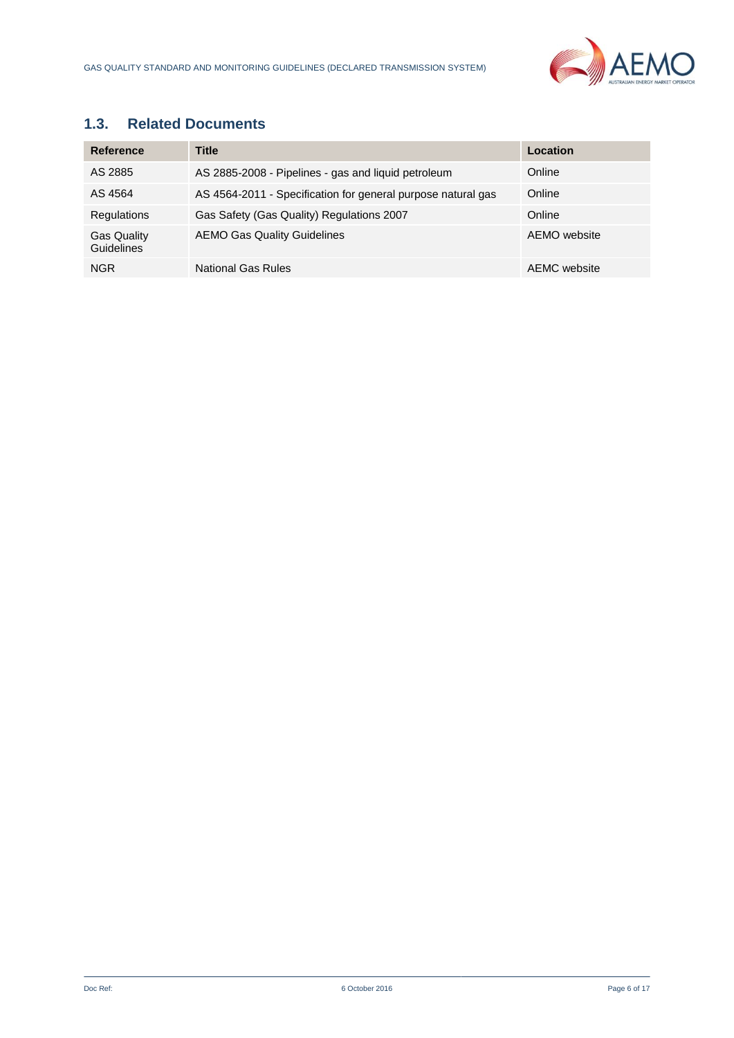## 1.3. Related Documents

| Reference | Title | Location |
|---|---|---|
| AS 2885 | AS 2885-2008 - Pipelines - gas and liquid petroleum | Online |
| AS 4564 | AS 4564-2011 - Specification for general purpose natural gas | Online |
| Regulations | Gas Safety (Gas Quality) Regulations 2007 | Online |
| Gas Quality Guidelines | AEMO Gas Quality Guidelines | AEMO website |
| NGR | National Gas Rules | AEMC website |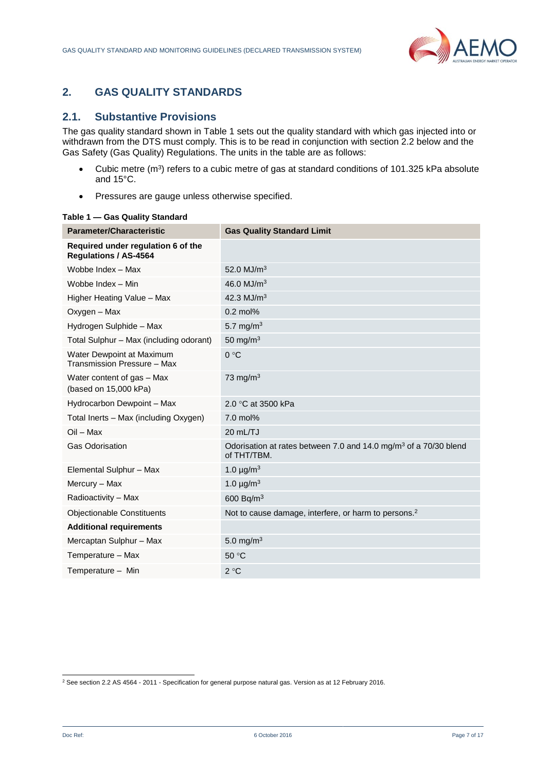## 2. GAS QUALITY STANDARDS

### 2.1. Substantive Provisions

The gas quality standard shown in Table 1 sets out the quality standard with which gas injected into or withdrawn from the DTS must comply. This is to be read in conjunction with section 2.2 below and the Gas Safety (Gas Quality) Regulations. The units in the table are as follows:

- Cubic metre ($m^3$) refers to a cubic metre of gas at standard conditions of 101.325 kPa absolute and 15°C.
- Pressures are gauge unless otherwise specified.

**Table 1 — Gas Quality Standard**

| Parameter/Characteristic | Gas Quality Standard Limit |
|---|---|
| **Required under regulation 6 of the Regulations / AS-4564** | |
| Wobbe Index – Max | 52.0 $MJ/m^3$ |
| Wobbe Index – Min | 46.0 $MJ/m^3$ |
| Higher Heating Value – Max | 42.3 $MJ/m^3$ |
| Oxygen – Max | 0.2 mol% |
| Hydrogen Sulphide – Max | 5.7 $mg/m^3$ |
| Total Sulphur – Max (including odorant) | 50 $mg/m^3$ |
| Water Dewpoint at Maximum Transmission Pressure – Max | 0 °C |
| Water content of gas – Max (based on 15,000 kPa) | 73 $mg/m^3$ |
| Hydrocarbon Dewpoint – Max | 2.0 °C at 3500 kPa |
| Total Inerts – Max (including Oxygen) | 7.0 mol% |
| Oil – Max | 20 mL/TJ |
| Gas Odorisation | Odorisation at rates between 7.0 and 14.0 $mg/m^3$ of a 70/30 blend of THT/TBM. |
| Elemental Sulphur – Max | 1.0 $\mu g/m^3$ |
| Mercury – Max | 1.0 $\mu g/m^3$ |
| Radioactivity – Max | 600 $Bq/m^3$ |
| Objectionable Constituents | Not to cause damage, interfere, or harm to persons.[2] |
| **Additional requirements** | |
| Mercaptan Sulphur – Max | 5.0 $mg/m^3$ |
| Temperature – Max | 50 °C |
| Temperature – Min | 2 °C |

[2] See section 2.2 AS 4564 - 2011 - Specification for general purpose natural gas. Version as at 12 February 2016.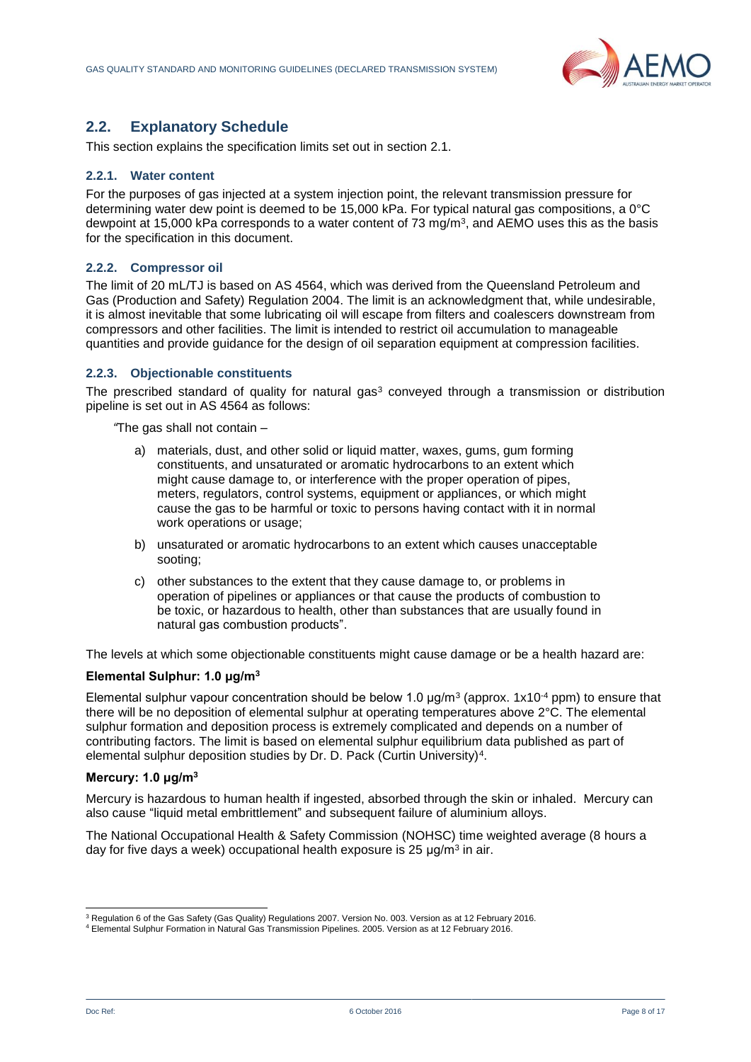## 2.2. Explanatory Schedule

This section explains the specification limits set out in section 2.1.

### 2.2.1. Water content

For the purposes of gas injected at a system injection point, the relevant transmission pressure for determining water dew point is deemed to be 15,000 kPa. For typical natural gas compositions, a 0°C dewpoint at 15,000 kPa corresponds to a water content of 73 mg/m$^3$, and AEMO uses this as the basis for the specification in this document.

### 2.2.2. Compressor oil

The limit of 20 mL/TJ is based on AS 4564, which was derived from the Queensland Petroleum and Gas (Production and Safety) Regulation 2004. The limit is an acknowledgment that, while undesirable, it is almost inevitable that some lubricating oil will escape from filters and coalescers downstream from compressors and other facilities. The limit is intended to restrict oil accumulation to manageable quantities and provide guidance for the design of oil separation equipment at compression facilities.

### 2.2.3. Objectionable constituents

The prescribed standard of quality for natural gas[3] conveyed through a transmission or distribution pipeline is set out in AS 4564 as follows:

*"The gas shall not contain –*

a) materials, dust, and other solid or liquid matter, waxes, gums, gum forming constituents, and unsaturated or aromatic hydrocarbons to an extent which might cause damage to, or interference with the proper operation of pipes, meters, regulators, control systems, equipment or appliances, or which might cause the gas to be harmful or toxic to persons having contact with it in normal work operations or usage;

b) unsaturated or aromatic hydrocarbons to an extent which causes unacceptable sooting;

c) other substances to the extent that they cause damage to, or problems in operation of pipelines or appliances or that cause the products of combustion to be toxic, or hazardous to health, other than substances that are usually found in natural gas combustion products".

The levels at which some objectionable constituents might cause damage or be a health hazard are:

**Elemental Sulphur: 1.0 µg/m$^3$**

Elemental sulphur vapour concentration should be below 1.0 µg/m$^3$ (approx. $1 \times 10^{-4}$ ppm) to ensure that there will be no deposition of elemental sulphur at operating temperatures above 2°C. The elemental sulphur formation and deposition process is extremely complicated and depends on a number of contributing factors. The limit is based on elemental sulphur equilibrium data published as part of elemental sulphur deposition studies by Dr. D. Pack (Curtin University)[4].

**Mercury: 1.0 µg/m$^3$**

Mercury is hazardous to human health if ingested, absorbed through the skin or inhaled. Mercury can also cause "liquid metal embrittlement" and subsequent failure of aluminium alloys.

The National Occupational Health & Safety Commission (NOHSC) time weighted average (8 hours a day for five days a week) occupational health exposure is 25 µg/m$^3$ in air.

[3] Regulation 6 of the Gas Safety (Gas Quality) Regulations 2007. Version No. 003. Version as at 12 February 2016.

[4] Elemental Sulphur Formation in Natural Gas Transmission Pipelines. 2005. Version as at 12 February 2016.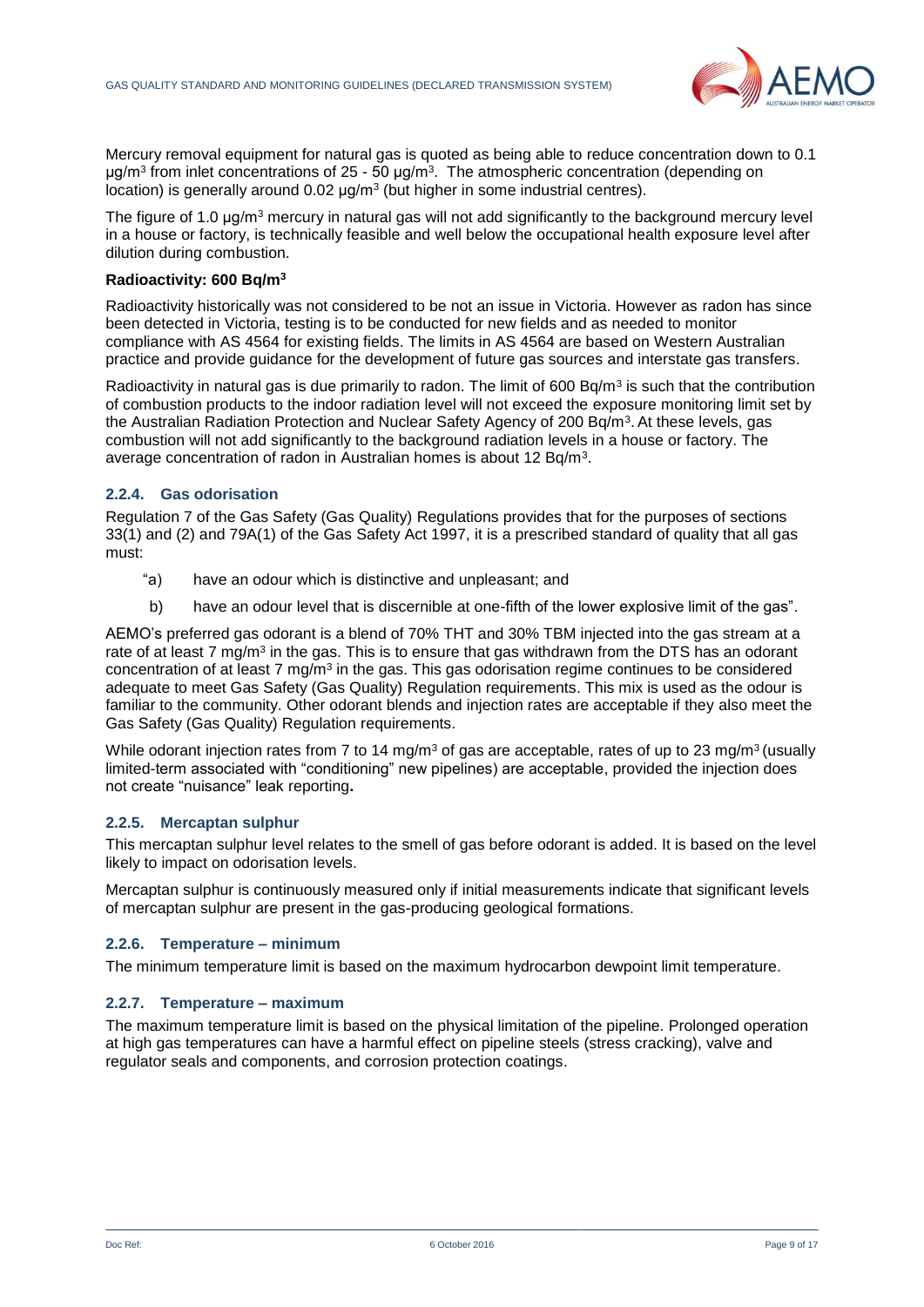Mercury removal equipment for natural gas is quoted as being able to reduce concentration down to 0.1 $\mu g/m^3$ from inlet concentrations of 25 - 50 $\mu g/m^3$. The atmospheric concentration (depending on location) is generally around 0.02 $\mu g/m^3$ (but higher in some industrial centres).

The figure of 1.0 $\mu g/m^3$ mercury in natural gas will not add significantly to the background mercury level in a house or factory, is technically feasible and well below the occupational health exposure level after dilution during combustion.

**Radioactivity: 600 $Bq/m^3$**

Radioactivity historically was not considered to be not an issue in Victoria. However as radon has since been detected in Victoria, testing is to be conducted for new fields and as needed to monitor compliance with AS 4564 for existing fields. The limits in AS 4564 are based on Western Australian practice and provide guidance for the development of future gas sources and interstate gas transfers.

Radioactivity in natural gas is due primarily to radon. The limit of 600 $Bq/m^3$ is such that the contribution of combustion products to the indoor radiation level will not exceed the exposure monitoring limit set by the Australian Radiation Protection and Nuclear Safety Agency of 200 $Bq/m^3$. At these levels, gas combustion will not add significantly to the background radiation levels in a house or factory. The average concentration of radon in Australian homes is about 12 $Bq/m^3$.

### 2.2.4. Gas odorisation

Regulation 7 of the Gas Safety (Gas Quality) Regulations provides that for the purposes of sections 33(1) and (2) and 79A(1) of the Gas Safety Act 1997, it is a prescribed standard of quality that all gas must:

"a) have an odour which is distinctive and unpleasant; and

b) have an odour level that is discernible at one-fifth of the lower explosive limit of the gas".

AEMO's preferred gas odorant is a blend of 70% THT and 30% TBM injected into the gas stream at a rate of at least 7 $mg/m^3$ in the gas. This is to ensure that gas withdrawn from the DTS has an odorant concentration of at least 7 $mg/m^3$ in the gas. This gas odorisation regime continues to be considered adequate to meet Gas Safety (Gas Quality) Regulation requirements. This mix is used as the odour is familiar to the community. Other odorant blends and injection rates are acceptable if they also meet the Gas Safety (Gas Quality) Regulation requirements.

While odorant injection rates from 7 to 14 $mg/m^3$ of gas are acceptable, rates of up to 23 $mg/m^3$ (usually limited-term associated with "conditioning" new pipelines) are acceptable, provided the injection does not create "nuisance" leak reporting**.**

### 2.2.5. Mercaptan sulphur

This mercaptan sulphur level relates to the smell of gas before odorant is added. It is based on the level likely to impact on odorisation levels.

Mercaptan sulphur is continuously measured only if initial measurements indicate that significant levels of mercaptan sulphur are present in the gas-producing geological formations.

### 2.2.6. Temperature – minimum

The minimum temperature limit is based on the maximum hydrocarbon dewpoint limit temperature.

### 2.2.7. Temperature – maximum

The maximum temperature limit is based on the physical limitation of the pipeline. Prolonged operation at high gas temperatures can have a harmful effect on pipeline steels (stress cracking), valve and regulator seals and components, and corrosion protection coatings.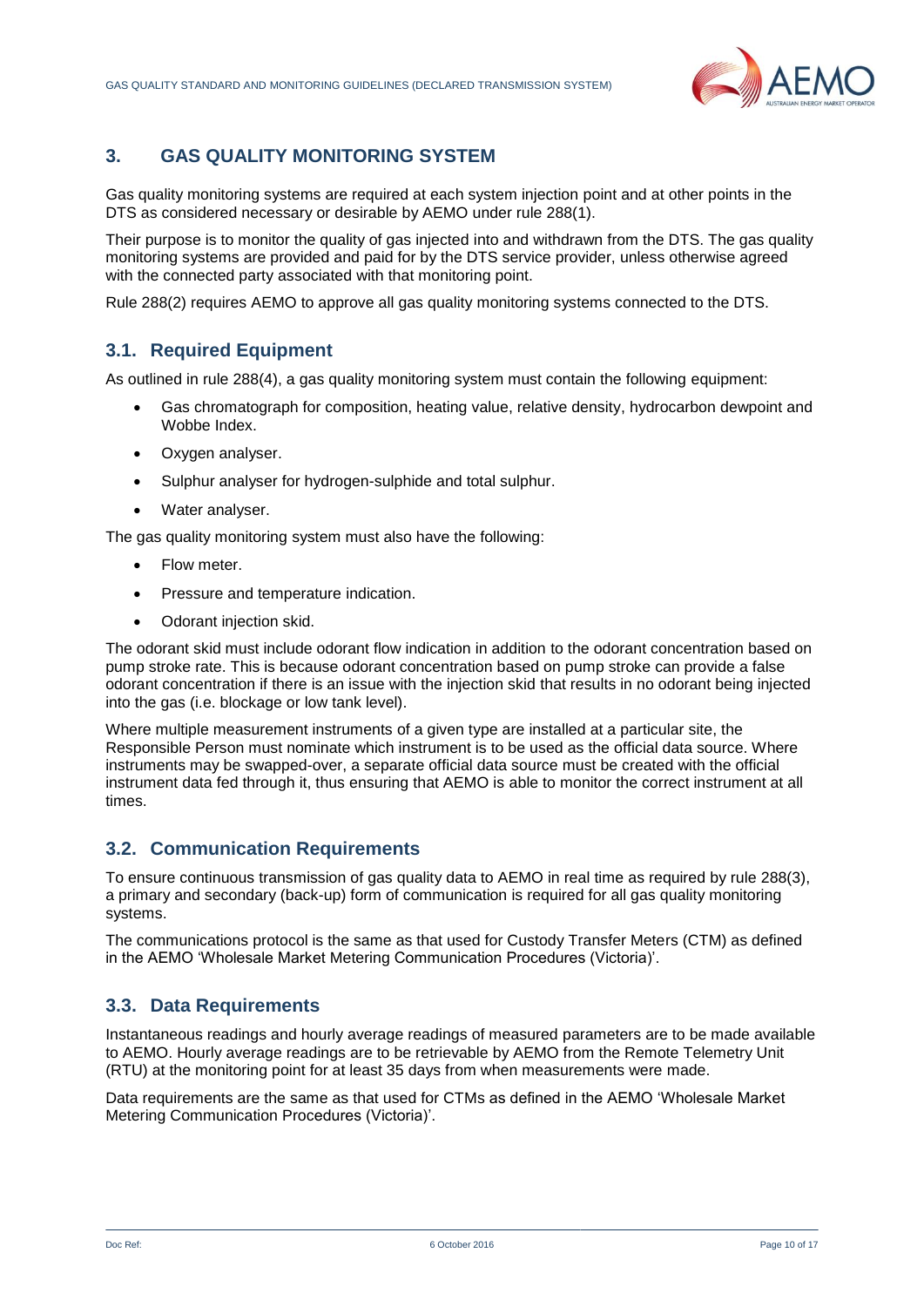## 3. GAS QUALITY MONITORING SYSTEM

Gas quality monitoring systems are required at each system injection point and at other points in the DTS as considered necessary or desirable by AEMO under rule 288(1).

Their purpose is to monitor the quality of gas injected into and withdrawn from the DTS. The gas quality monitoring systems are provided and paid for by the DTS service provider, unless otherwise agreed with the connected party associated with that monitoring point.

Rule 288(2) requires AEMO to approve all gas quality monitoring systems connected to the DTS.

### 3.1. Required Equipment

As outlined in rule 288(4), a gas quality monitoring system must contain the following equipment:

- Gas chromatograph for composition, heating value, relative density, hydrocarbon dewpoint and Wobbe Index.
- Oxygen analyser.
- Sulphur analyser for hydrogen-sulphide and total sulphur.
- Water analyser.

The gas quality monitoring system must also have the following:

- Flow meter.
- Pressure and temperature indication.
- Odorant injection skid.

The odorant skid must include odorant flow indication in addition to the odorant concentration based on pump stroke rate. This is because odorant concentration based on pump stroke can provide a false odorant concentration if there is an issue with the injection skid that results in no odorant being injected into the gas (i.e. blockage or low tank level).

Where multiple measurement instruments of a given type are installed at a particular site, the Responsible Person must nominate which instrument is to be used as the official data source. Where instruments may be swapped-over, a separate official data source must be created with the official instrument data fed through it, thus ensuring that AEMO is able to monitor the correct instrument at all times.

### 3.2. Communication Requirements

To ensure continuous transmission of gas quality data to AEMO in real time as required by rule 288(3), a primary and secondary (back-up) form of communication is required for all gas quality monitoring systems.

The communications protocol is the same as that used for Custody Transfer Meters (CTM) as defined in the AEMO 'Wholesale Market Metering Communication Procedures (Victoria)'.

### 3.3. Data Requirements

Instantaneous readings and hourly average readings of measured parameters are to be made available to AEMO. Hourly average readings are to be retrievable by AEMO from the Remote Telemetry Unit (RTU) at the monitoring point for at least 35 days from when measurements were made.

Data requirements are the same as that used for CTMs as defined in the AEMO 'Wholesale Market Metering Communication Procedures (Victoria)'.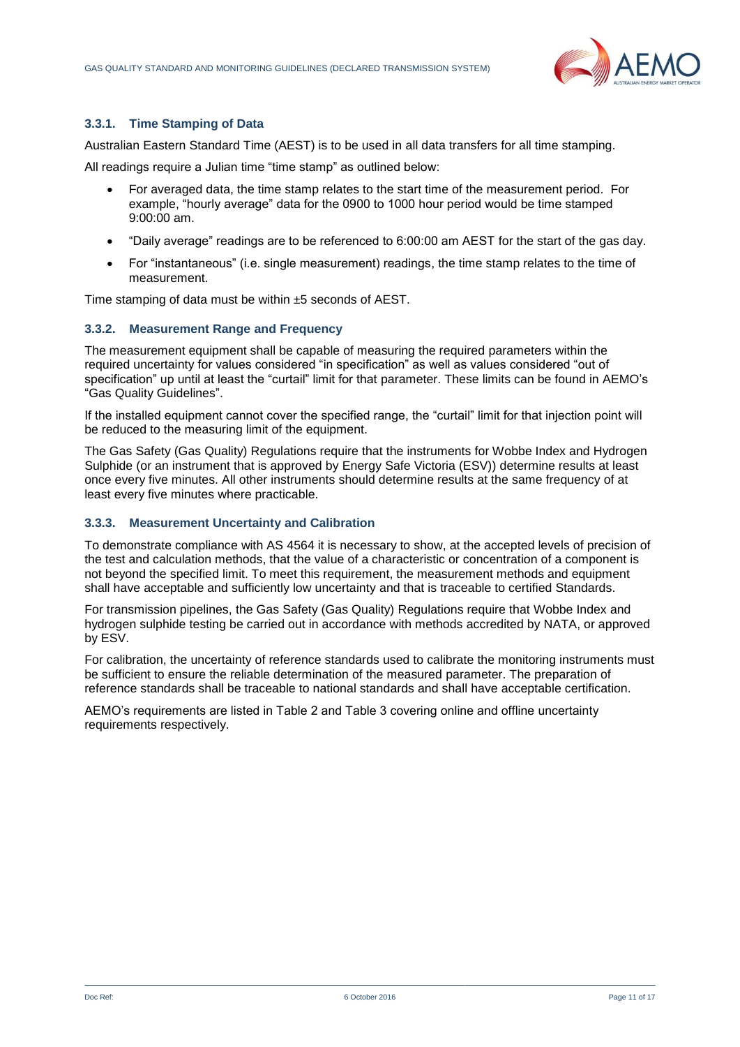### 3.3.1. Time Stamping of Data

Australian Eastern Standard Time (AEST) is to be used in all data transfers for all time stamping.

All readings require a Julian time "time stamp" as outlined below:

- For averaged data, the time stamp relates to the start time of the measurement period. For example, "hourly average" data for the 0900 to 1000 hour period would be time stamped 9:00:00 am.
- "Daily average" readings are to be referenced to 6:00:00 am AEST for the start of the gas day.
- For "instantaneous" (i.e. single measurement) readings, the time stamp relates to the time of measurement.

Time stamping of data must be within ±5 seconds of AEST.

### 3.3.2. Measurement Range and Frequency

The measurement equipment shall be capable of measuring the required parameters within the required uncertainty for values considered "in specification" as well as values considered "out of specification" up until at least the "curtail" limit for that parameter. These limits can be found in AEMO's "Gas Quality Guidelines".

If the installed equipment cannot cover the specified range, the "curtail" limit for that injection point will be reduced to the measuring limit of the equipment.

The Gas Safety (Gas Quality) Regulations require that the instruments for Wobbe Index and Hydrogen Sulphide (or an instrument that is approved by Energy Safe Victoria (ESV)) determine results at least once every five minutes. All other instruments should determine results at the same frequency of at least every five minutes where practicable.

### 3.3.3. Measurement Uncertainty and Calibration

To demonstrate compliance with AS 4564 it is necessary to show, at the accepted levels of precision of the test and calculation methods, that the value of a characteristic or concentration of a component is not beyond the specified limit. To meet this requirement, the measurement methods and equipment shall have acceptable and sufficiently low uncertainty and that is traceable to certified Standards.

For transmission pipelines, the Gas Safety (Gas Quality) Regulations require that Wobbe Index and hydrogen sulphide testing be carried out in accordance with methods accredited by NATA, or approved by ESV.

For calibration, the uncertainty of reference standards used to calibrate the monitoring instruments must be sufficient to ensure the reliable determination of the measured parameter. The preparation of reference standards shall be traceable to national standards and shall have acceptable certification.

AEMO's requirements are listed in Table 2 and Table 3 covering online and offline uncertainty requirements respectively.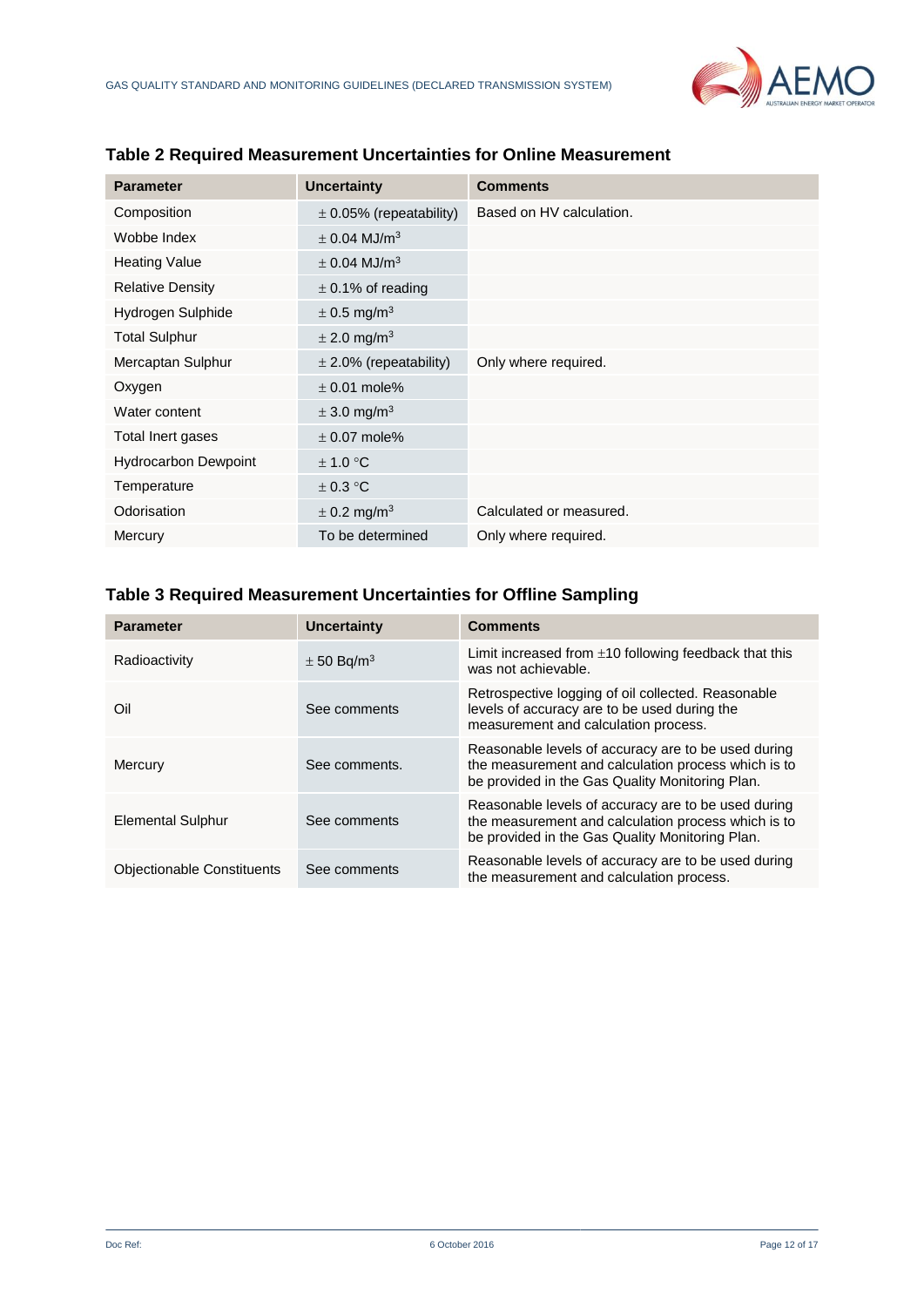### Table 2 Required Measurement Uncertainties for Online Measurement

| Parameter | Uncertainty | Comments |
|---|---|---|
| Composition | ± 0.05% (repeatability) | Based on HV calculation. |
| Wobbe Index | ± 0.04 MJ/m$^3$ | |
| Heating Value | ± 0.04 MJ/m$^3$ | |
| Relative Density | ± 0.1% of reading | |
| Hydrogen Sulphide | ± 0.5 mg/m$^3$ | |
| Total Sulphur | ± 2.0 mg/m$^3$ | |
| Mercaptan Sulphur | ± 2.0% (repeatability) | Only where required. |
| Oxygen | ± 0.01 mole% | |
| Water content | ± 3.0 mg/m$^3$ | |
| Total Inert gases | ± 0.07 mole% | |
| Hydrocarbon Dewpoint | ± 1.0 °C | |
| Temperature | ± 0.3 °C | |
| Odorisation | ± 0.2 mg/m$^3$ | Calculated or measured. |
| Mercury | To be determined | Only where required. |

### Table 3 Required Measurement Uncertainties for Offline Sampling

| Parameter | Uncertainty | Comments |
|---|---|---|
| Radioactivity | ± 50 Bq/m$^3$ | Limit increased from ±10 following feedback that this was not achievable. |
| Oil | See comments | Retrospective logging of oil collected. Reasonable levels of accuracy are to be used during the measurement and calculation process. |
| Mercury | See comments. | Reasonable levels of accuracy are to be used during the measurement and calculation process which is to be provided in the Gas Quality Monitoring Plan. |
| Elemental Sulphur | See comments | Reasonable levels of accuracy are to be used during the measurement and calculation process which is to be provided in the Gas Quality Monitoring Plan. |
| Objectionable Constituents | See comments | Reasonable levels of accuracy are to be used during the measurement and calculation process. |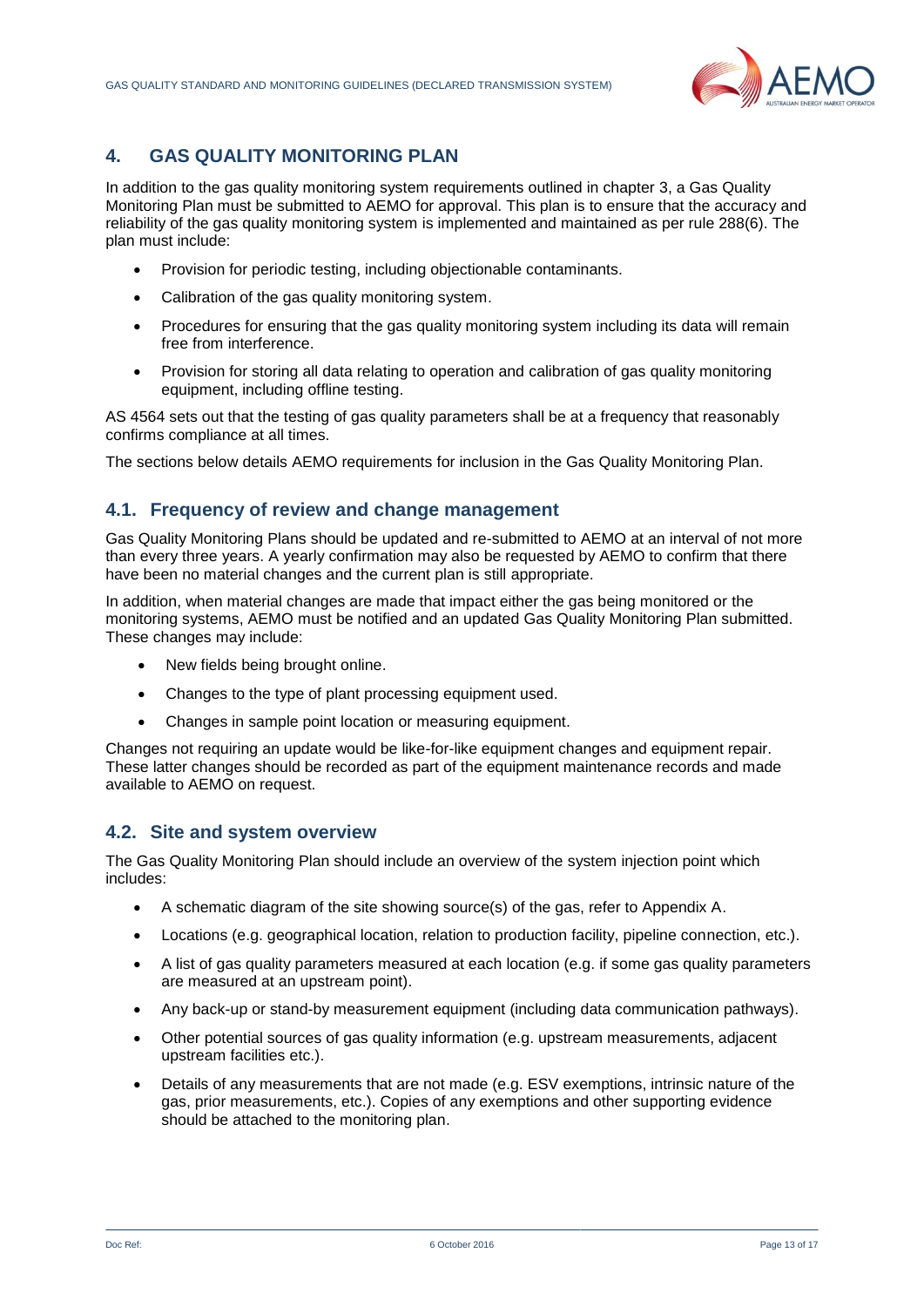## 4. GAS QUALITY MONITORING PLAN

In addition to the gas quality monitoring system requirements outlined in chapter 3, a Gas Quality Monitoring Plan must be submitted to AEMO for approval. This plan is to ensure that the accuracy and reliability of the gas quality monitoring system is implemented and maintained as per rule 288(6). The plan must include:

- Provision for periodic testing, including objectionable contaminants.
- Calibration of the gas quality monitoring system.
- Procedures for ensuring that the gas quality monitoring system including its data will remain free from interference.
- Provision for storing all data relating to operation and calibration of gas quality monitoring equipment, including offline testing.

AS 4564 sets out that the testing of gas quality parameters shall be at a frequency that reasonably confirms compliance at all times.

The sections below details AEMO requirements for inclusion in the Gas Quality Monitoring Plan.

### 4.1. Frequency of review and change management

Gas Quality Monitoring Plans should be updated and re-submitted to AEMO at an interval of not more than every three years. A yearly confirmation may also be requested by AEMO to confirm that there have been no material changes and the current plan is still appropriate.

In addition, when material changes are made that impact either the gas being monitored or the monitoring systems, AEMO must be notified and an updated Gas Quality Monitoring Plan submitted. These changes may include:

- New fields being brought online.
- Changes to the type of plant processing equipment used.
- Changes in sample point location or measuring equipment.

Changes not requiring an update would be like-for-like equipment changes and equipment repair. These latter changes should be recorded as part of the equipment maintenance records and made available to AEMO on request.

### 4.2. Site and system overview

The Gas Quality Monitoring Plan should include an overview of the system injection point which includes:

- A schematic diagram of the site showing source(s) of the gas, refer to Appendix A.
- Locations (e.g. geographical location, relation to production facility, pipeline connection, etc.).
- A list of gas quality parameters measured at each location (e.g. if some gas quality parameters are measured at an upstream point).
- Any back-up or stand-by measurement equipment (including data communication pathways).
- Other potential sources of gas quality information (e.g. upstream measurements, adjacent upstream facilities etc.).
- Details of any measurements that are not made (e.g. ESV exemptions, intrinsic nature of the gas, prior measurements, etc.). Copies of any exemptions and other supporting evidence should be attached to the monitoring plan.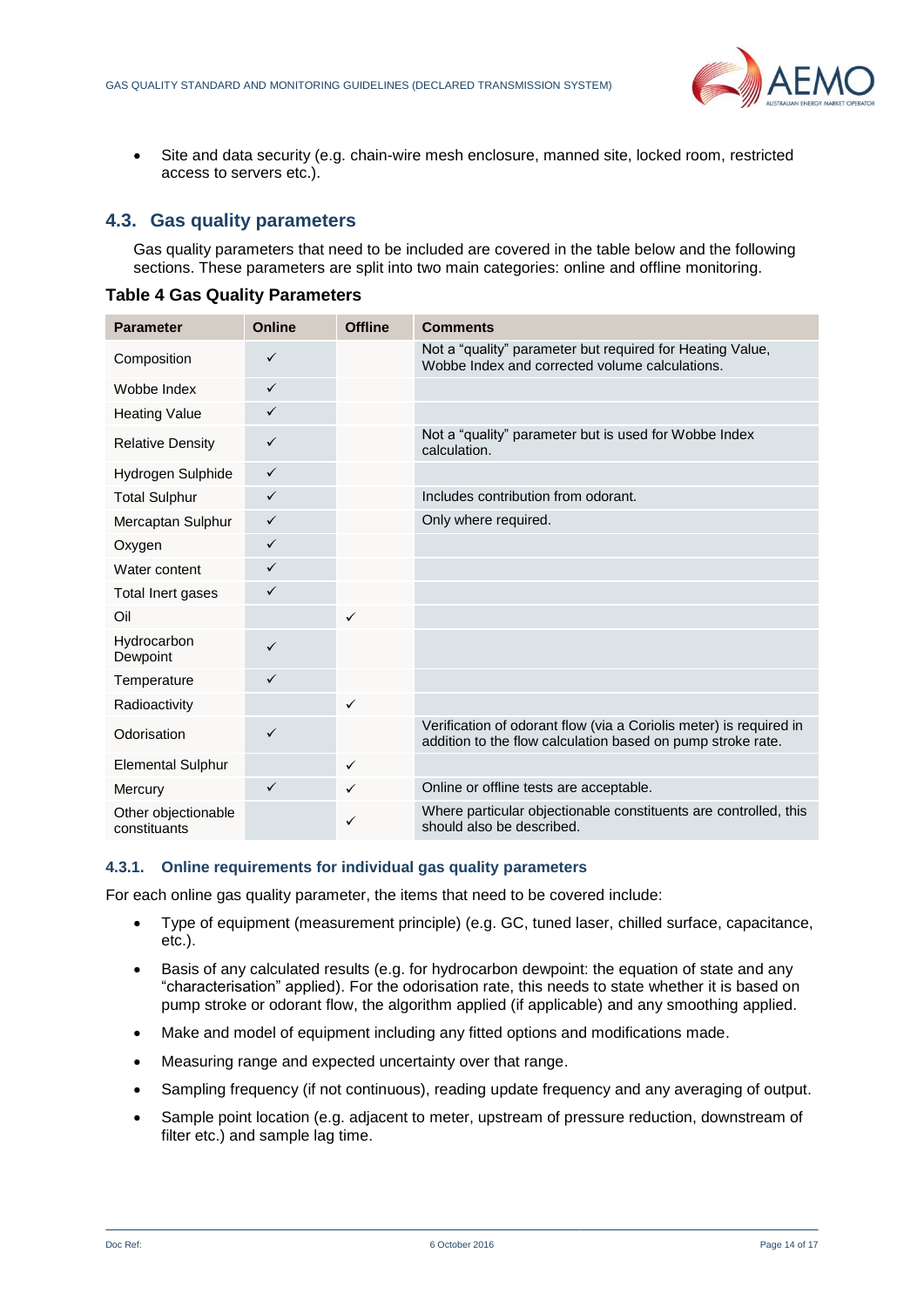- Site and data security (e.g. chain-wire mesh enclosure, manned site, locked room, restricted access to servers etc.).

## 4.3. Gas quality parameters

Gas quality parameters that need to be included are covered in the table below and the following sections. These parameters are split into two main categories: online and offline monitoring.

**Table 4 Gas Quality Parameters**

| Parameter | Online | Offline | Comments |
|---|---|---|---|
| Composition | ✓ | | Not a "quality" parameter but required for Heating Value, Wobbe Index and corrected volume calculations. |
| Wobbe Index | ✓ | | |
| Heating Value | ✓ | | |
| Relative Density | ✓ | | Not a "quality" parameter but is used for Wobbe Index calculation. |
| Hydrogen Sulphide | ✓ | | |
| Total Sulphur | ✓ | | Includes contribution from odorant. |
| Mercaptan Sulphur | ✓ | | Only where required. |
| Oxygen | ✓ | | |
| Water content | ✓ | | |
| Total Inert gases | ✓ | | |
| Oil | | ✓ | |
| Hydrocarbon Dewpoint | ✓ | | |
| Temperature | ✓ | | |
| Radioactivity | | ✓ | |
| Odorisation | ✓ | | Verification of odorant flow (via a Coriolis meter) is required in addition to the flow calculation based on pump stroke rate. |
| Elemental Sulphur | | ✓ | |
| Mercury | ✓ | ✓ | Online or offline tests are acceptable. |
| Other objectionable constituents | | ✓ | Where particular objectionable constituents are controlled, this should also be described. |

### 4.3.1. Online requirements for individual gas quality parameters

For each online gas quality parameter, the items that need to be covered include:

- Type of equipment (measurement principle) (e.g. GC, tuned laser, chilled surface, capacitance, etc.).
- Basis of any calculated results (e.g. for hydrocarbon dewpoint: the equation of state and any "characterisation" applied). For the odorisation rate, this needs to state whether it is based on pump stroke or odorant flow, the algorithm applied (if applicable) and any smoothing applied.
- Make and model of equipment including any fitted options and modifications made.
- Measuring range and expected uncertainty over that range.
- Sampling frequency (if not continuous), reading update frequency and any averaging of output.
- Sample point location (e.g. adjacent to meter, upstream of pressure reduction, downstream of filter etc.) and sample lag time.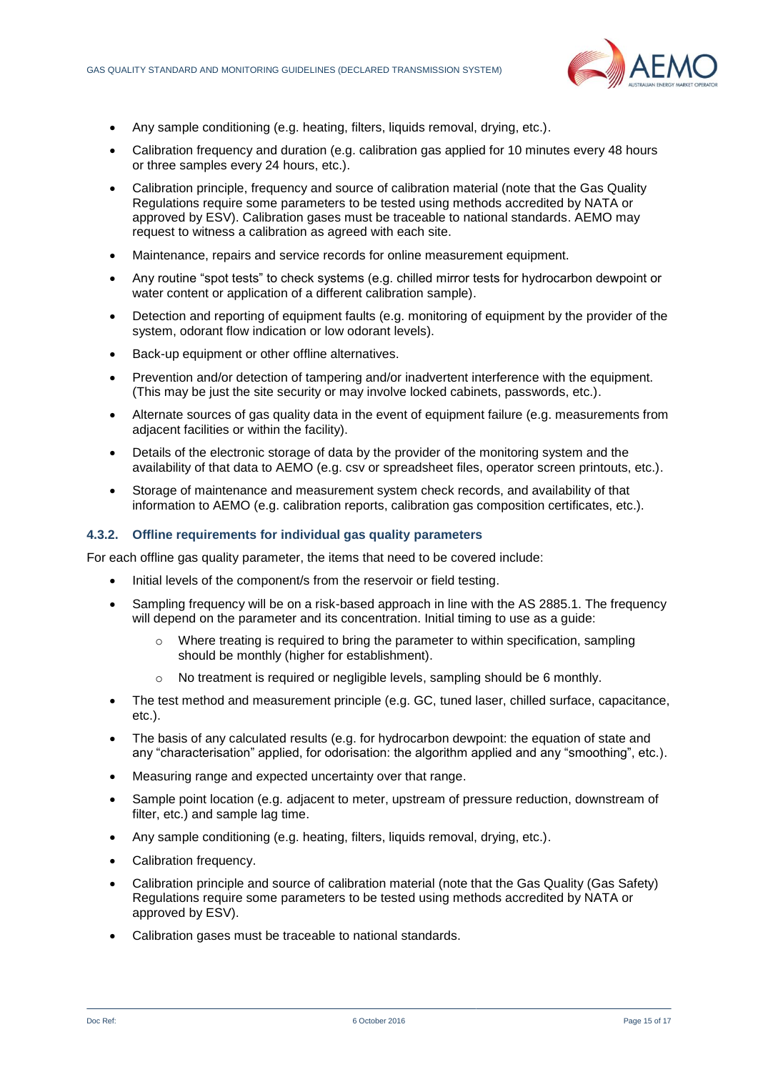- Any sample conditioning (e.g. heating, filters, liquids removal, drying, etc.).
- Calibration frequency and duration (e.g. calibration gas applied for 10 minutes every 48 hours or three samples every 24 hours, etc.).
- Calibration principle, frequency and source of calibration material (note that the Gas Quality Regulations require some parameters to be tested using methods accredited by NATA or approved by ESV). Calibration gases must be traceable to national standards. AEMO may request to witness a calibration as agreed with each site.
- Maintenance, repairs and service records for online measurement equipment.
- Any routine "spot tests" to check systems (e.g. chilled mirror tests for hydrocarbon dewpoint or water content or application of a different calibration sample).
- Detection and reporting of equipment faults (e.g. monitoring of equipment by the provider of the system, odorant flow indication or low odorant levels).
- Back-up equipment or other offline alternatives.
- Prevention and/or detection of tampering and/or inadvertent interference with the equipment. (This may be just the site security or may involve locked cabinets, passwords, etc.).
- Alternate sources of gas quality data in the event of equipment failure (e.g. measurements from adjacent facilities or within the facility).
- Details of the electronic storage of data by the provider of the monitoring system and the availability of that data to AEMO (e.g. csv or spreadsheet files, operator screen printouts, etc.).
- Storage of maintenance and measurement system check records, and availability of that information to AEMO (e.g. calibration reports, calibration gas composition certificates, etc.).

### 4.3.2. Offline requirements for individual gas quality parameters

For each offline gas quality parameter, the items that need to be covered include:

- Initial levels of the component/s from the reservoir or field testing.
- Sampling frequency will be on a risk-based approach in line with the AS 2885.1. The frequency will depend on the parameter and its concentration. Initial timing to use as a guide:
  - Where treating is required to bring the parameter to within specification, sampling should be monthly (higher for establishment).
  - No treatment is required or negligible levels, sampling should be 6 monthly.
- The test method and measurement principle (e.g. GC, tuned laser, chilled surface, capacitance, etc.).
- The basis of any calculated results (e.g. for hydrocarbon dewpoint: the equation of state and any "characterisation" applied, for odorisation: the algorithm applied and any "smoothing", etc.).
- Measuring range and expected uncertainty over that range.
- Sample point location (e.g. adjacent to meter, upstream of pressure reduction, downstream of filter, etc.) and sample lag time.
- Any sample conditioning (e.g. heating, filters, liquids removal, drying, etc.).
- Calibration frequency.
- Calibration principle and source of calibration material (note that the Gas Quality (Gas Safety) Regulations require some parameters to be tested using methods accredited by NATA or approved by ESV).
- Calibration gases must be traceable to national standards.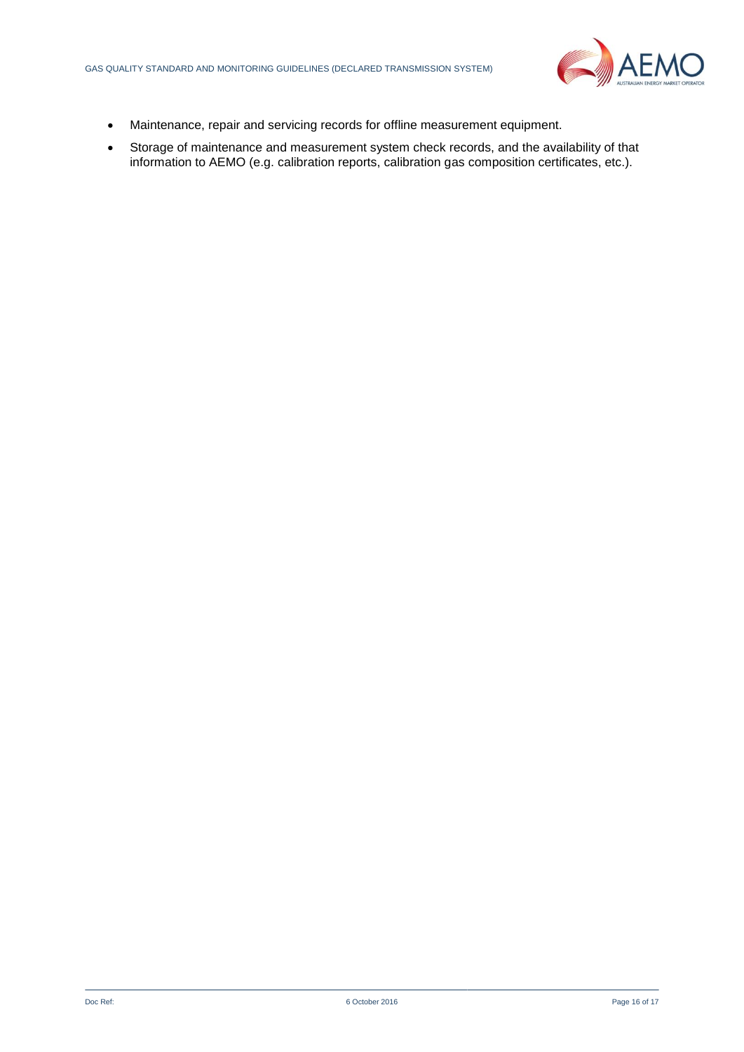- Maintenance, repair and servicing records for offline measurement equipment.
- Storage of maintenance and measurement system check records, and the availability of that information to AEMO (e.g. calibration reports, calibration gas composition certificates, etc.).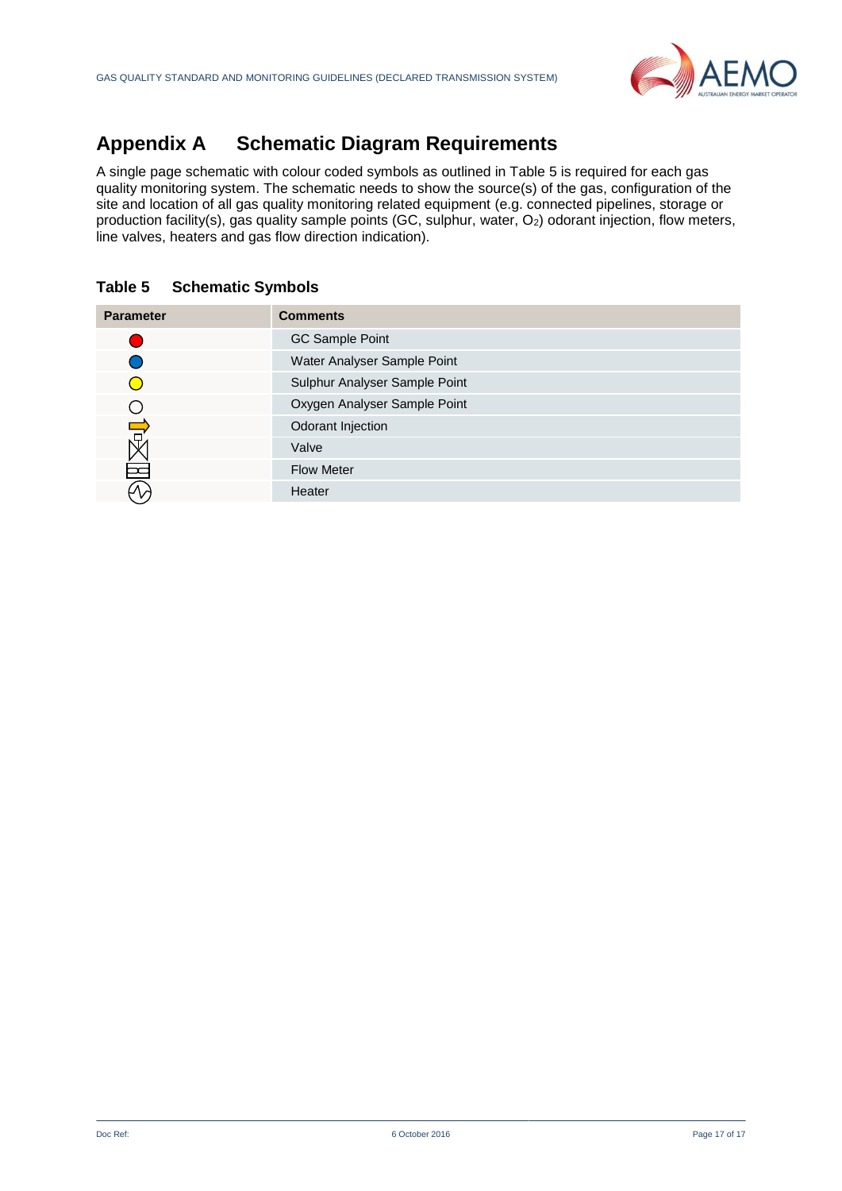# Appendix A Schematic Diagram Requirements

A single page schematic with colour coded symbols as outlined in Table 5 is required for each gas quality monitoring system. The schematic needs to show the source(s) of the gas, configuration of the site and location of all gas quality monitoring related equipment (e.g. connected pipelines, storage or production facility(s), gas quality sample points (GC, sulphur, water, $O_2$) odorant injection, flow meters, line valves, heaters and gas flow direction indication).

## Table 5 Schematic Symbols

| Parameter | Comments |
|---|---|
| ● (red) | GC Sample Point |
| ● (blue) | Water Analyser Sample Point |
| ● (yellow) | Sulphur Analyser Sample Point |
| ○ | Oxygen Analyser Sample Point |
| ⇨ | Odorant Injection |
| ⋈ | Valve |
| ⊟ | Flow Meter |
| ⊛ | Heater |